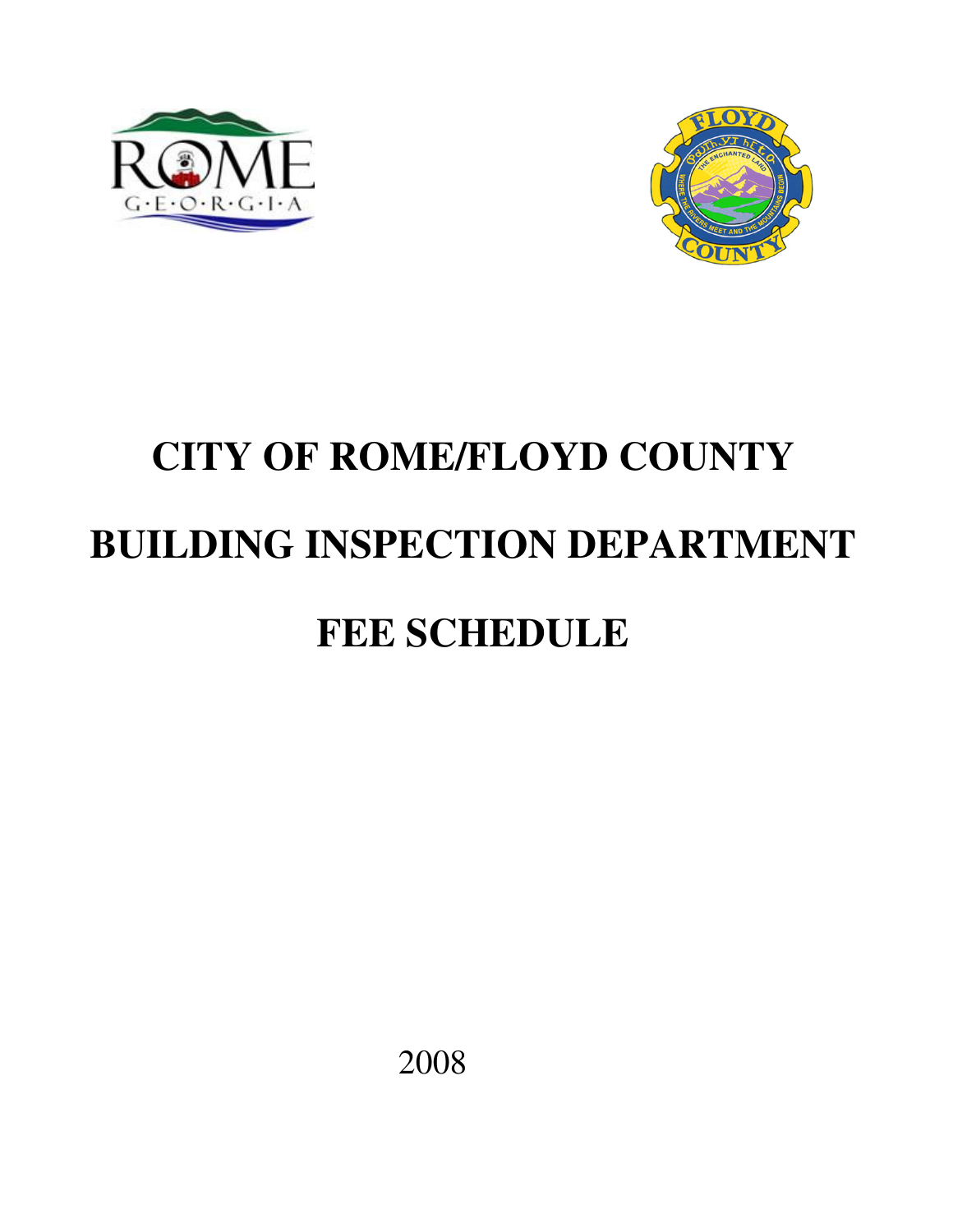# CITY OF ROME/FLOYD COUNTY

# BUILDING INSPECTION DEPARTMENT

# FEE SCHEDULE

2008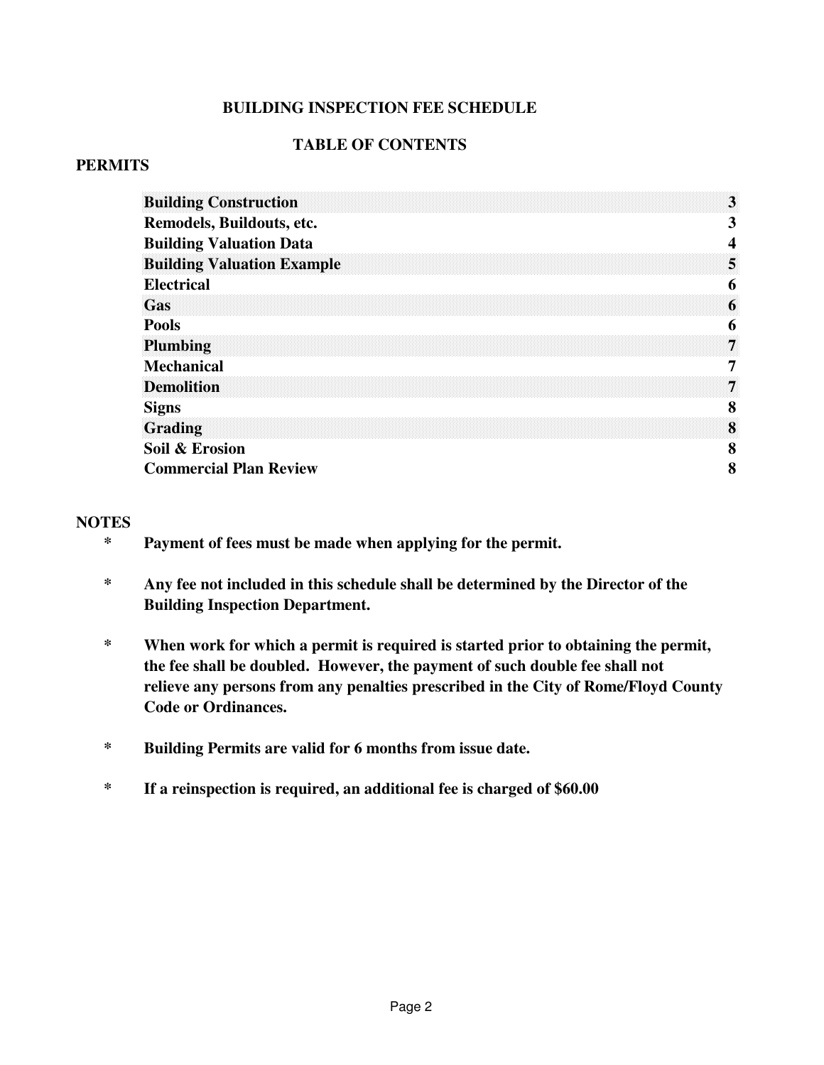## BUILDING INSPECTION FEE SCHEDULE

## TABLE OF CONTENTS

### PERMITS

| Section | Page |
|---|---|
| **Building Construction** | **3** |
| **Remodels, Buildouts, etc.** | **3** |
| **Building Valuation Data** | **4** |
| **Building Valuation Example** | **5** |
| **Electrical** | **6** |
| **Gas** | **6** |
| **Pools** | **6** |
| **Plumbing** | **7** |
| **Mechanical** | **7** |
| **Demolition** | **7** |
| **Signs** | **8** |
| **Grading** | **8** |
| **Soil & Erosion** | **8** |
| **Commercial Plan Review** | **8** |

### NOTES

- **Payment of fees must be made when applying for the permit.**
- **Any fee not included in this schedule shall be determined by the Director of the Building Inspection Department.**
- **When work for which a permit is required is started prior to obtaining the permit, the fee shall be doubled. However, the payment of such double fee shall not relieve any persons from any penalties prescribed in the City of Rome/Floyd County Code or Ordinances.**
- **Building Permits are valid for 6 months from issue date.**
- **If a reinspection is required, an additional fee is charged of $60.00**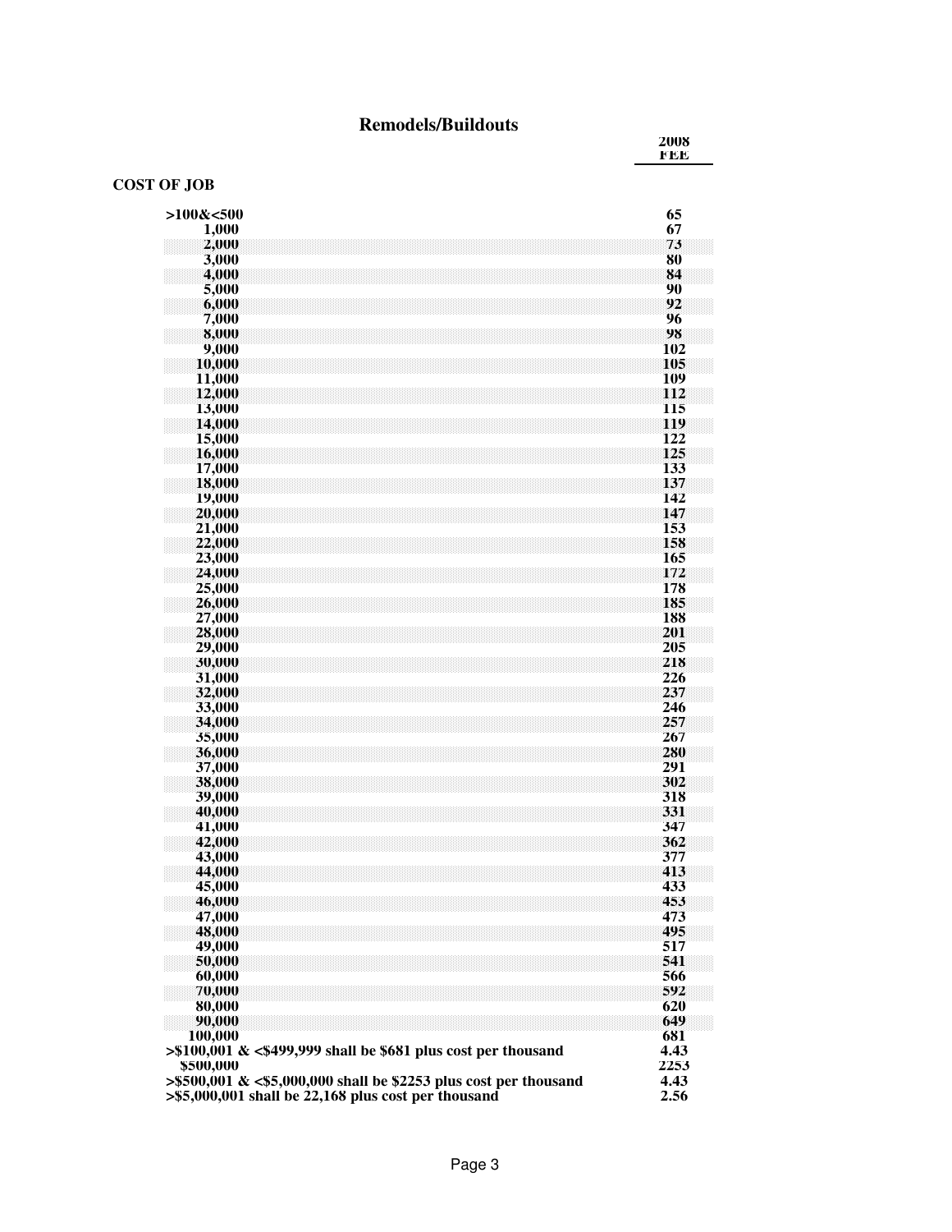## Remodels/Buildouts

| COST OF JOB | 2008 FEE |
|---|---|
| >100&<500 | 65 |
| 1,000 | 67 |
| 2,000 | 73 |
| 3,000 | 80 |
| 4,000 | 84 |
| 5,000 | 90 |
| 6,000 | 92 |
| 7,000 | 96 |
| 8,000 | 98 |
| 9,000 | 102 |
| 10,000 | 105 |
| 11,000 | 109 |
| 12,000 | 112 |
| 13,000 | 115 |
| 14,000 | 119 |
| 15,000 | 122 |
| 16,000 | 125 |
| 17,000 | 133 |
| 18,000 | 137 |
| 19,000 | 142 |
| 20,000 | 147 |
| 21,000 | 153 |
| 22,000 | 158 |
| 23,000 | 165 |
| 24,000 | 172 |
| 25,000 | 178 |
| 26,000 | 185 |
| 27,000 | 188 |
| 28,000 | 201 |
| 29,000 | 205 |
| 30,000 | 218 |
| 31,000 | 226 |
| 32,000 | 237 |
| 33,000 | 246 |
| 34,000 | 257 |
| 35,000 | 267 |
| 36,000 | 280 |
| 37,000 | 291 |
| 38,000 | 302 |
| 39,000 | 318 |
| 40,000 | 331 |
| 41,000 | 347 |
| 42,000 | 362 |
| 43,000 | 377 |
| 44,000 | 413 |
| 45,000 | 433 |
| 46,000 | 453 |
| 47,000 | 473 |
| 48,000 | 495 |
| 49,000 | 517 |
| 50,000 | 541 |
| 60,000 | 566 |
| 70,000 | 592 |
| 80,000 | 620 |
| 90,000 | 649 |
| 100,000 | 681 |
| >$100,001 & <$499,999 shall be $681 plus cost per thousand | 4.43 |
| $500,000 | 2253 |
| >$500,001 & <$5,000,000 shall be $2253 plus cost per thousand | 4.43 |
| >$5,000,001 shall be 22,168 plus cost per thousand | 2.56 |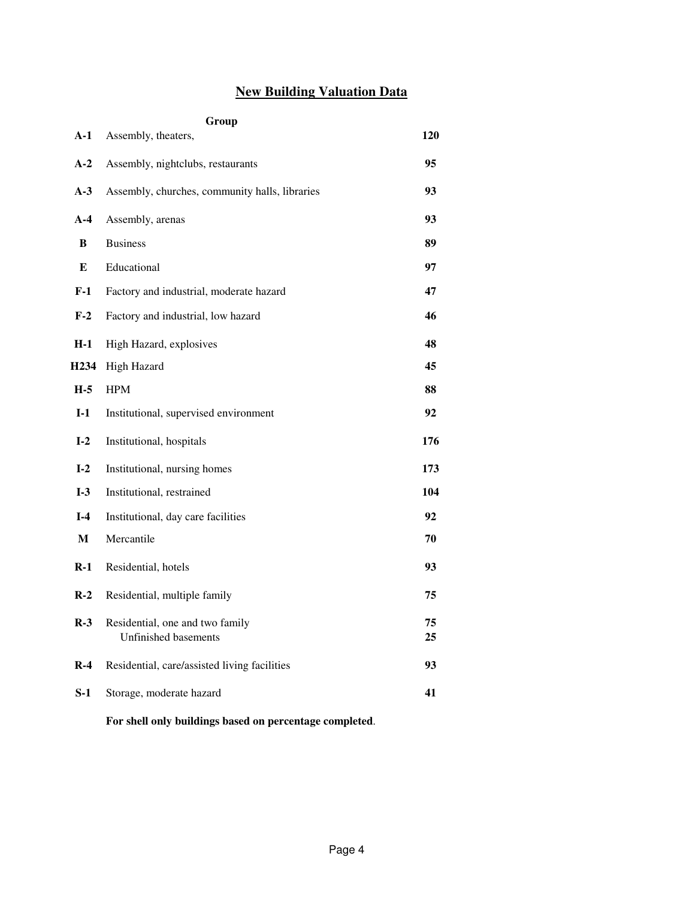## New Building Valuation Data

| | Group | |
|---|---|---|
| **A-1** | Assembly, theaters, | **120** |
| **A-2** | Assembly, nightclubs, restaurants | **95** |
| **A-3** | Assembly, churches, community halls, libraries | **93** |
| **A-4** | Assembly, arenas | **93** |
| **B** | Business | **89** |
| **E** | Educational | **97** |
| **F-1** | Factory and industrial, moderate hazard | **47** |
| **F-2** | Factory and industrial, low hazard | **46** |
| **H-1** | High Hazard, explosives | **48** |
| **H234** | High Hazard | **45** |
| **H-5** | HPM | **88** |
| **I-1** | Institutional, supervised environment | **92** |
| **I-2** | Institutional, hospitals | **176** |
| **I-2** | Institutional, nursing homes | **173** |
| **I-3** | Institutional, restrained | **104** |
| **I-4** | Institutional, day care facilities | **92** |
| **M** | Mercantile | **70** |
| **R-1** | Residential, hotels | **93** |
| **R-2** | Residential, multiple family | **75** |
| **R-3** | Residential, one and two family | **75** |
| | Unfinished basements | **25** |
| **R-4** | Residential, care/assisted living facilities | **93** |
| **S-1** | Storage, moderate hazard | **41** |

**For shell only buildings based on percentage completed**.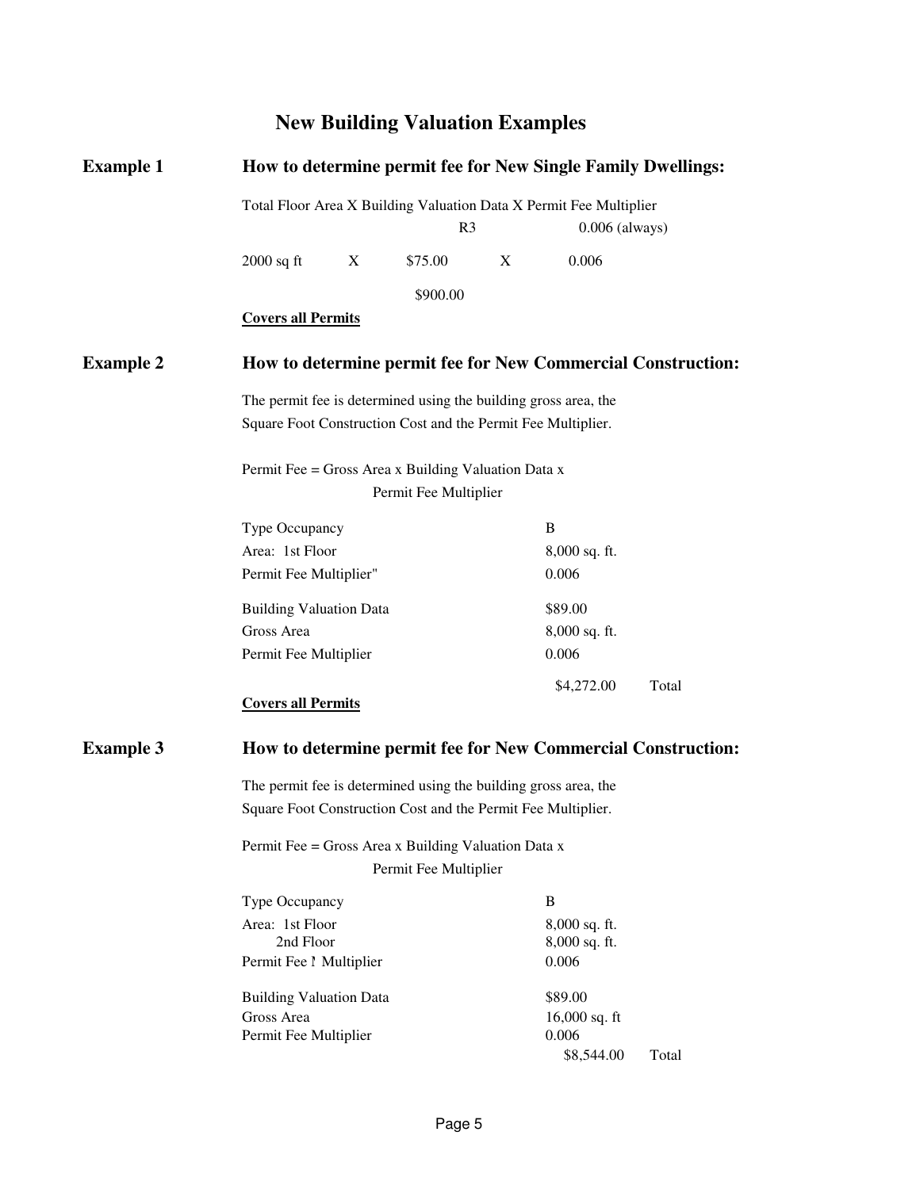# New Building Valuation Examples

## Example 1

**How to determine permit fee for New Single Family Dwellings:**

Total Floor Area X Building Valuation Data X Permit Fee Multiplier

| | | R3 | | 0.006 (always) |
|---|---|---|---|---|
| 2000 sq ft | X | $75.00 | X | 0.006 |
| | | $900.00 | | |

**Covers all Permits**

## Example 2

**How to determine permit fee for New Commercial Construction:**

The permit fee is determined using the building gross area, the Square Foot Construction Cost and the Permit Fee Multiplier.

Permit Fee = Gross Area x Building Valuation Data x Permit Fee Multiplier

| | | |
|---|---|---|
| Type Occupancy | B | |
| Area: 1st Floor | 8,000 sq. ft. | |
| Permit Fee Multiplier" | 0.006 | |
| Building Valuation Data | $89.00 | |
| Gross Area | 8,000 sq. ft. | |
| Permit Fee Multiplier | 0.006 | |
| | $4,272.00 | Total |

**Covers all Permits**

## Example 3

**How to determine permit fee for New Commercial Construction:**

The permit fee is determined using the building gross area, the Square Foot Construction Cost and the Permit Fee Multiplier.

Permit Fee = Gross Area x Building Valuation Data x Permit Fee Multiplier

| | | |
|---|---|---|
| Type Occupancy | B | |
| Area: 1st Floor | 8,000 sq. ft. | |
| 2nd Floor | 8,000 sq. ft. | |
| Permit Fee Multiplier | 0.006 | |
| Building Valuation Data | $89.00 | |
| Gross Area | 16,000 sq. ft | |
| Permit Fee Multiplier | 0.006 | |
| | $8,544.00 | Total |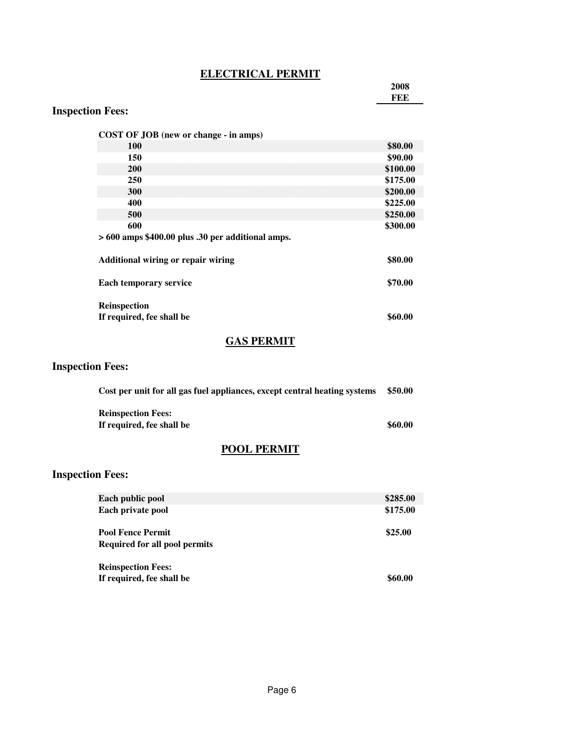## ELECTRICAL PERMIT

### Inspection Fees:

| COST OF JOB (new or change - in amps) | 2008 FEE |
|---|---|
| 100 | $80.00 |
| 150 | $90.00 |
| 200 | $100.00 |
| 250 | $175.00 |
| 300 | $200.00 |
| 400 | $225.00 |
| 500 | $250.00 |
| 600 | $300.00 |
| > 600 amps $400.00 plus .30 per additional amps. | |
| Additional wiring or repair wiring | $80.00 |
| Each temporary service | $70.00 |
| Reinspection<br>If required, fee shall be | $60.00 |

## GAS PERMIT

### Inspection Fees:

| | |
|---|---|
| Cost per unit for all gas fuel appliances, except central heating systems | $50.00 |
| Reinspection Fees:<br>If required, fee shall be | $60.00 |

## POOL PERMIT

### Inspection Fees:

| | |
|---|---|
| Each public pool | $285.00 |
| Each private pool | $175.00 |
| Pool Fence Permit<br>Required for all pool permits | $25.00 |
| Reinspection Fees:<br>If required, fee shall be | $60.00 |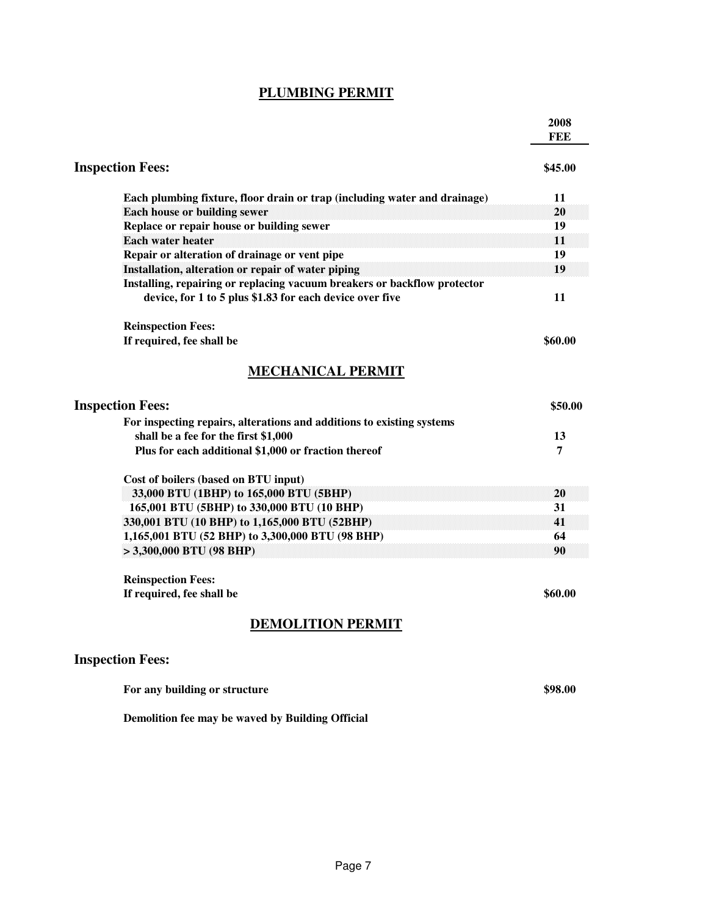## PLUMBING PERMIT

| | 2008 FEE |
|---|---|
| **Inspection Fees:** | **$45.00** |
| Each plumbing fixture, floor drain or trap (including water and drainage) | 11 |
| Each house or building sewer | 20 |
| Replace or repair house or building sewer | 19 |
| Each water heater | 11 |
| Repair or alteration of drainage or vent pipe | 19 |
| Installation, alteration or repair of water piping | 19 |
| Installing, repairing or replacing vacuum breakers or backflow protector device, for 1 to 5 plus $1.83 for each device over five | 11 |
| **Reinspection Fees:** | |
| If required, fee shall be | $60.00 |

## MECHANICAL PERMIT

| | |
|---|---|
| **Inspection Fees:** | **$50.00** |
| For inspecting repairs, alterations and additions to existing systems shall be a fee for the first $1,000 | 13 |
| Plus for each additional $1,000 or fraction thereof | 7 |
| **Cost of boilers (based on BTU input)** | |
| 33,000 BTU (1BHP) to 165,000 BTU (5BHP) | 20 |
| 165,001 BTU (5BHP) to 330,000 BTU (10 BHP) | 31 |
| 330,001 BTU (10 BHP) to 1,165,000 BTU (52BHP) | 41 |
| 1,165,001 BTU (52 BHP) to 3,300,000 BTU (98 BHP) | 64 |
| > 3,300,000 BTU (98 BHP) | 90 |
| **Reinspection Fees:** | |
| If required, fee shall be | $60.00 |

## DEMOLITION PERMIT

**Inspection Fees:**

| | |
|---|---|
| For any building or structure | $98.00 |

**Demolition fee may be waved by Building Official**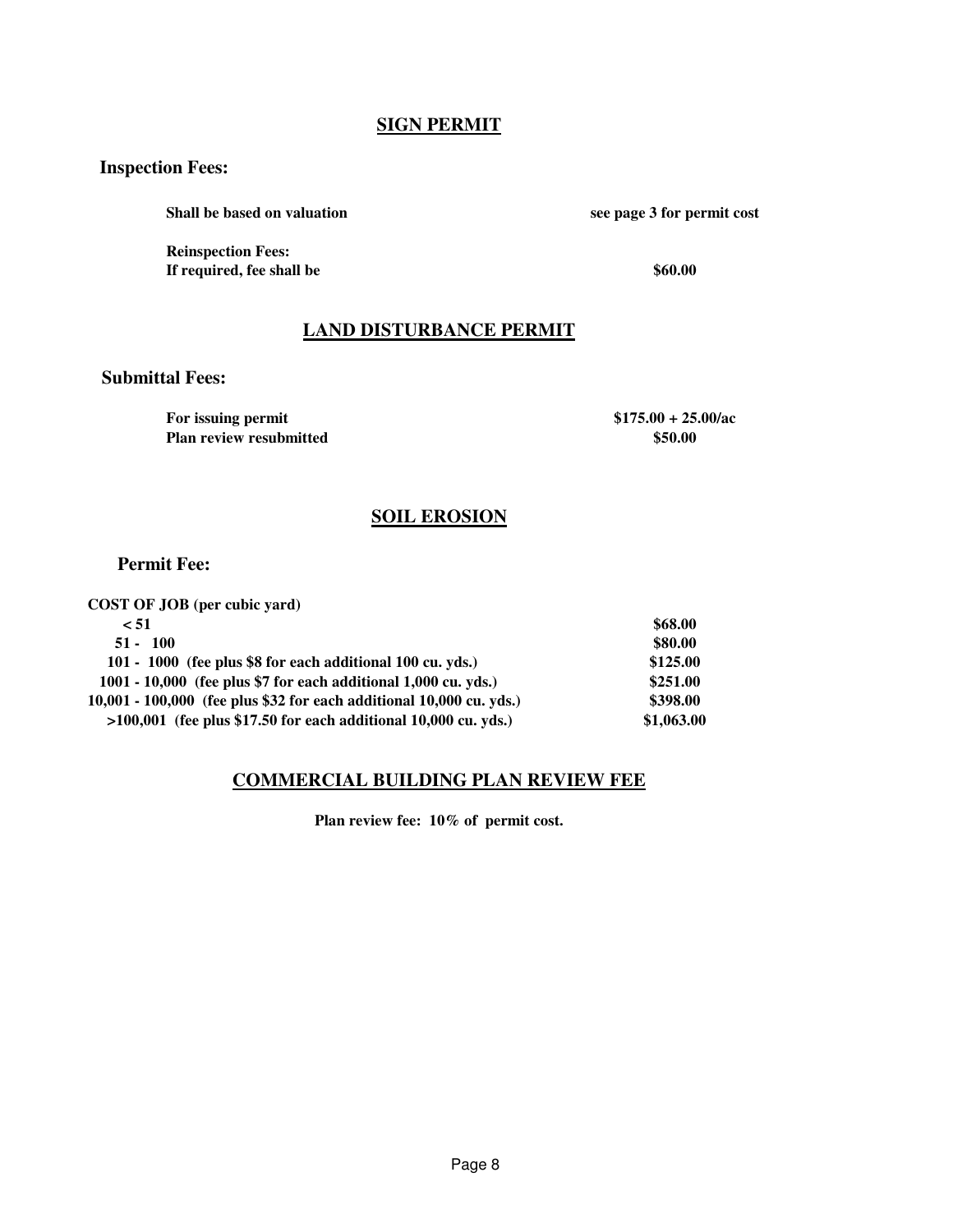## SIGN PERMIT

### Inspection Fees:

| | |
|---|---|
| **Shall be based on valuation** | **see page 3 for permit cost** |
| **Reinspection Fees:** **If required, fee shall be** | **$60.00** |

## LAND DISTURBANCE PERMIT

### Submittal Fees:

| | |
|---|---|
| **For issuing permit** | **$175.00 + 25.00/ac** |
| **Plan review resubmitted** | **$50.00** |

## SOIL EROSION

### Permit Fee:

| **COST OF JOB (per cubic yard)** | |
|---|---|
| **< 51** | **$68.00** |
| **51 - 100** | **$80.00** |
| **101 - 1000 (fee plus $8 for each additional 100 cu. yds.)** | **$125.00** |
| **1001 - 10,000 (fee plus $7 for each additional 1,000 cu. yds.)** | **$251.00** |
| **10,001 - 100,000 (fee plus $32 for each additional 10,000 cu. yds.)** | **$398.00** |
| **>100,001 (fee plus $17.50 for each additional 10,000 cu. yds.)** | **$1,063.00** |

## COMMERCIAL BUILDING PLAN REVIEW FEE

**Plan review fee: 10% of permit cost.**